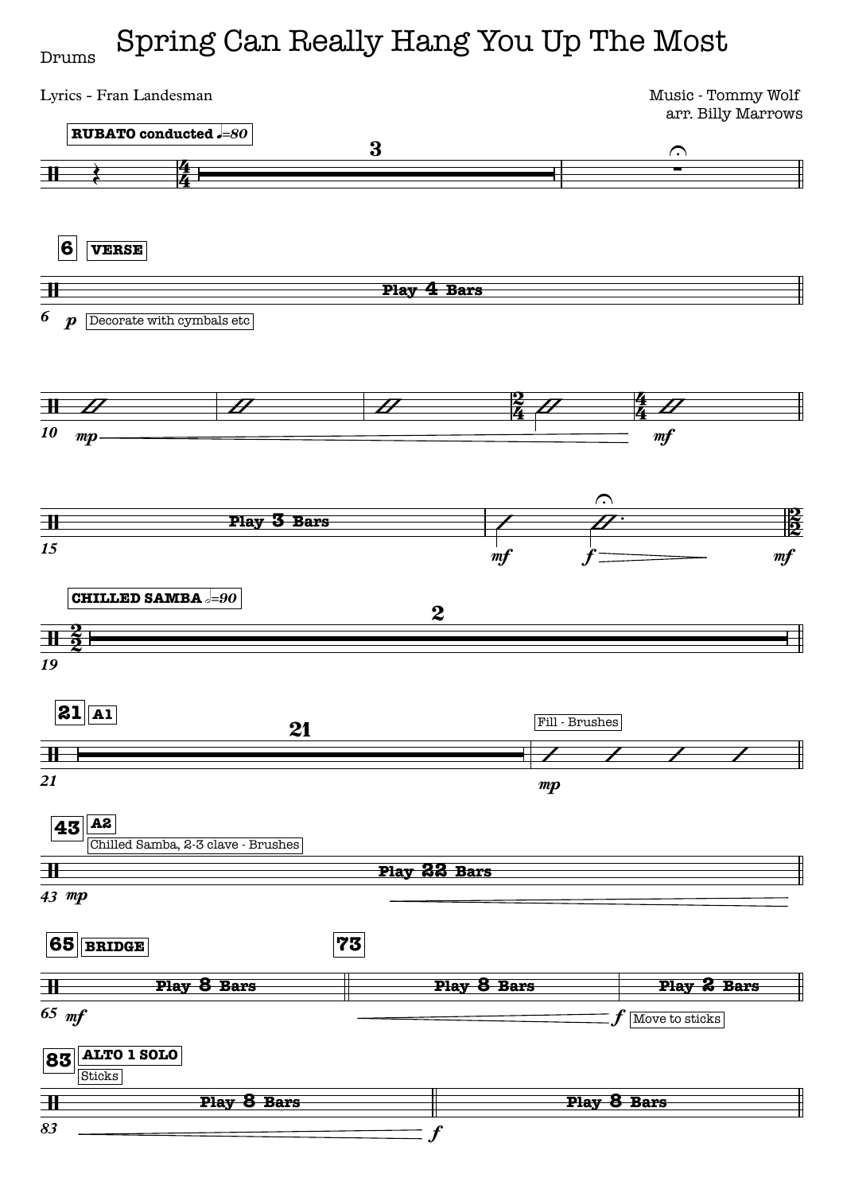Drums

# Spring Can Really Hang You Up The Most

Lyrics - Fran Landesman

Music - Tommy Wolf
arr. Billy Marrows

**RUBATO conducted** ♩=80

3

**6** **VERSE**

Play 4 Bars

6 *p* Decorate with cymbals etc

10 *mp* *mf*

15 Play 3 Bars *mf* *f* *mf*

**CHILLED SAMBA** 𝅗𝅥=90

19 2

**21** **A1**

21 21 Fill - Brushes *mp*

**43** **A2**

Chilled Samba, 2-3 clave - Brushes

43 *mp* Play 22 Bars

**65** **BRIDGE** **73**

65 *mf* Play 8 Bars Play 8 Bars Play 2 Bars *f* Move to sticks

**83** **ALTO 1 SOLO**

Sticks

83 Play 8 Bars *f* Play 8 Bars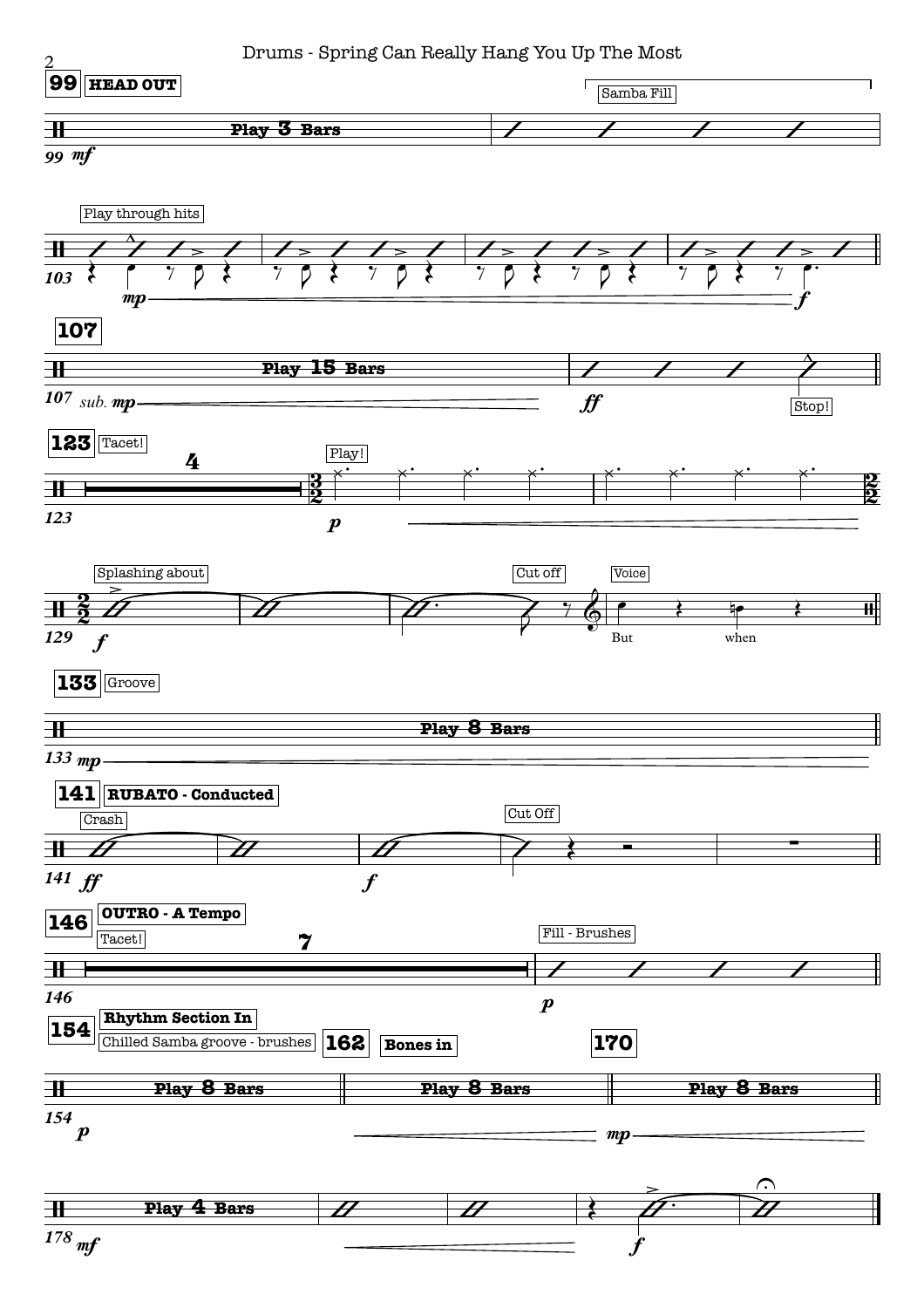**99** **HEAD OUT**

Samba Fill

Play 3 Bars

99 *mf*

Play through hits

103 *mp* *f*

**107**

Play 15 Bars

107 *sub. mp* *ff*

Stop!

**123** Tacet!

4

Play!

123 *p*

Splashing about

Cut off

Voice

129 *f*

But when

**133** Groove

Play 8 Bars

133 *mp*

**141** **RUBATO - Conducted**

Crash

Cut Off

141 *ff* *f*

**146** **OUTRO - A Tempo**

Tacet!

7

Fill - Brushes

146 *p*

**154** **Rhythm Section In**

Chilled Samba groove - brushes

**162** **Bones in**

**170**

Play 8 Bars

Play 8 Bars

Play 8 Bars

154 *p* *mp*

Play 4 Bars

178 *mf* *f*